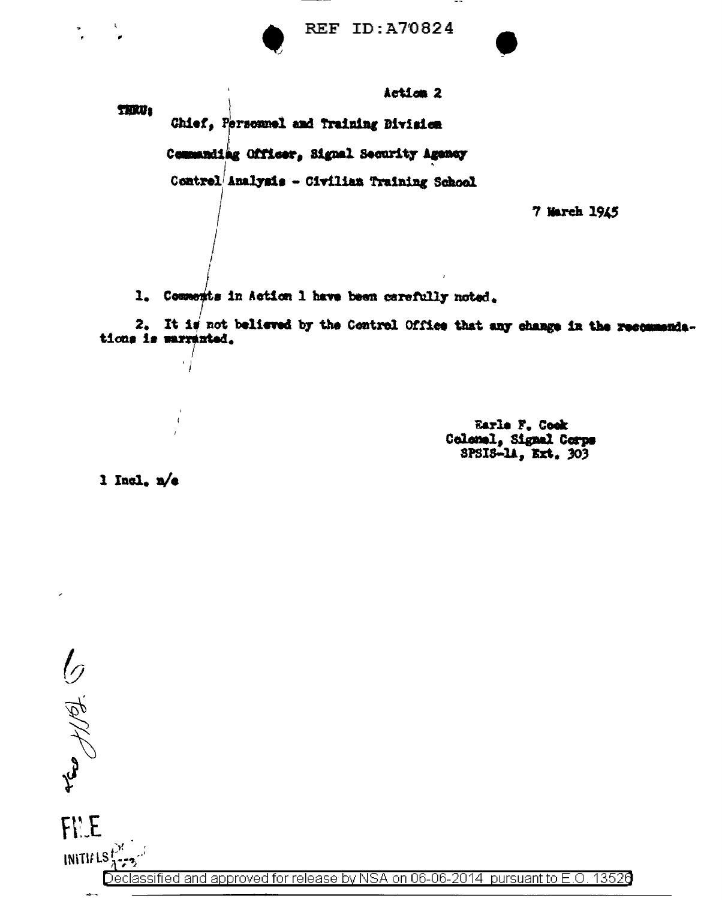REF ID:A70824

Action 2

THRU:

Chief, Personnel and Training Division

Commanding Officer, Signal Security Agency

Control Analysis - Civilian Training School

7 March 1945

1. Comments in Action 1 have been carefully noted.

2. It is not believed by the Control Office that any change in the recommendations is warranted.

Earle F. Cook
Colonel, Signal Corps
SPSIS-1A, Ext. 303

1 Incl. n/c

FILE

INITIALS

Declassified and approved for release by NSA on 06-06-2014 pursuant to E.O. 13526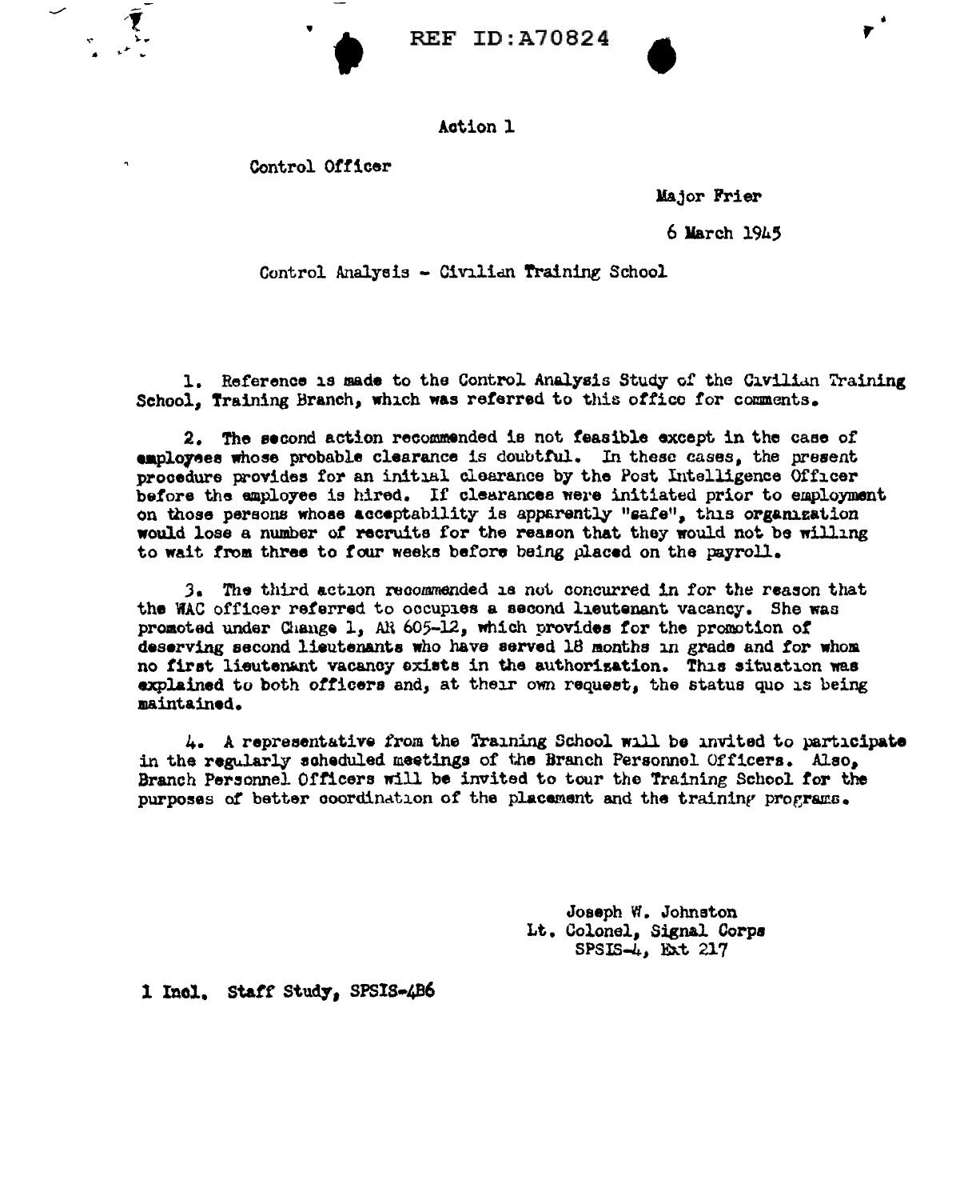REF ID:A70824

Action 1

Control Officer

Major Frier

6 March 1945

Control Analysis - Civilian Training School

1. Reference is made to the Control Analysis Study of the Civilian Training School, Training Branch, which was referred to this office for comments.

2. The second action recommended is not feasible except in the case of employees whose probable clearance is doubtful. In these cases, the present procedure provides for an initial clearance by the Post Intelligence Officer before the employee is hired. If clearances were initiated prior to employment on those persons whose acceptability is apparently "safe", this organization would lose a number of recruits for the reason that they would not be willing to wait from three to four weeks before being placed on the payroll.

3. The third action recommended is not concurred in for the reason that the WAC officer referred to occupies a second lieutenant vacancy. She was promoted under Change 1, AR 605-12, which provides for the promotion of deserving second lieutenants who have served 18 months in grade and for whom no first lieutenant vacancy exists in the authorization. This situation was explained to both officers and, at their own request, the status quo is being maintained.

4. A representative from the Training School will be invited to participate in the regularly scheduled meetings of the Branch Personnel Officers. Also, Branch Personnel Officers will be invited to tour the Training School for the purposes of better coordination of the placement and the training programs.

Joseph W. Johnston
Lt. Colonel, Signal Corps
SPSIS-4, Ext 217

1 Incl. Staff Study, SPSIS-4B6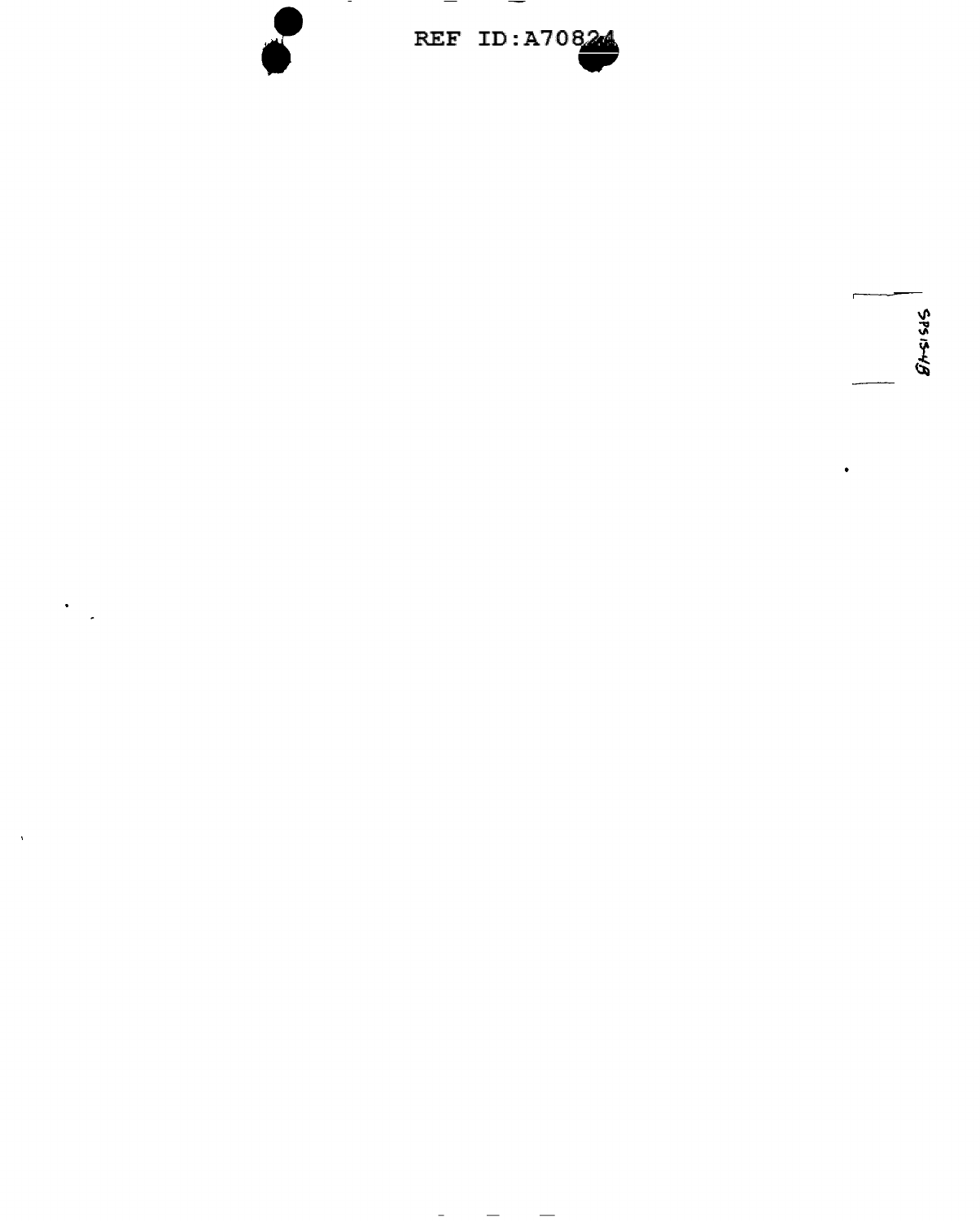SPS15-4B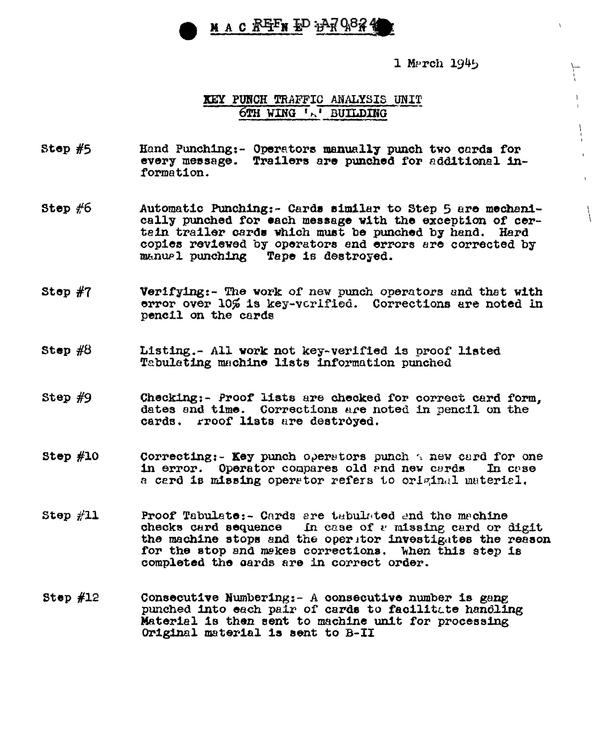MACHINE BRANCH

1 March 1945

## KEY PUNCH TRAFFIC ANALYSIS UNIT
## 6TH WING 'A' BUILDING

Step #5 Hand Punching:- Operators manually punch two cards for every message. Trailers are punched for additional information.

Step #6 Automatic Punching:- Cards similar to Step 5 are mechanically punched for each message with the exception of certain trailer cards which must be punched by hand. Hard copies reviewed by operators and errors are corrected by manual punching Tape is destroyed.

Step #7 Verifying:- The work of new punch operators and that with error over 10% is key-verified. Corrections are noted in pencil on the cards

Step #8 Listing.- All work not key-verified is proof listed Tabulating machine lists information punched

Step #9 Checking:- Proof lists are checked for correct card form, dates and time. Corrections are noted in pencil on the cards. Proof lists are destroyed.

Step #10 Correcting:- Key punch operators punch a new card for one in error. Operator compares old and new cards In case a card is missing operator refers to original material.

Step #11 Proof Tabulate:- Cards are tabulated and the machine checks card sequence In case of a missing card or digit the machine stops and the operator investigates the reason for the stop and makes corrections. When this step is completed the cards are in correct order.

Step #12 Consecutive Numbering:- A consecutive number is gang punched into each pair of cards to facilitate handling Material is then sent to machine unit for processing Original material is sent to B-II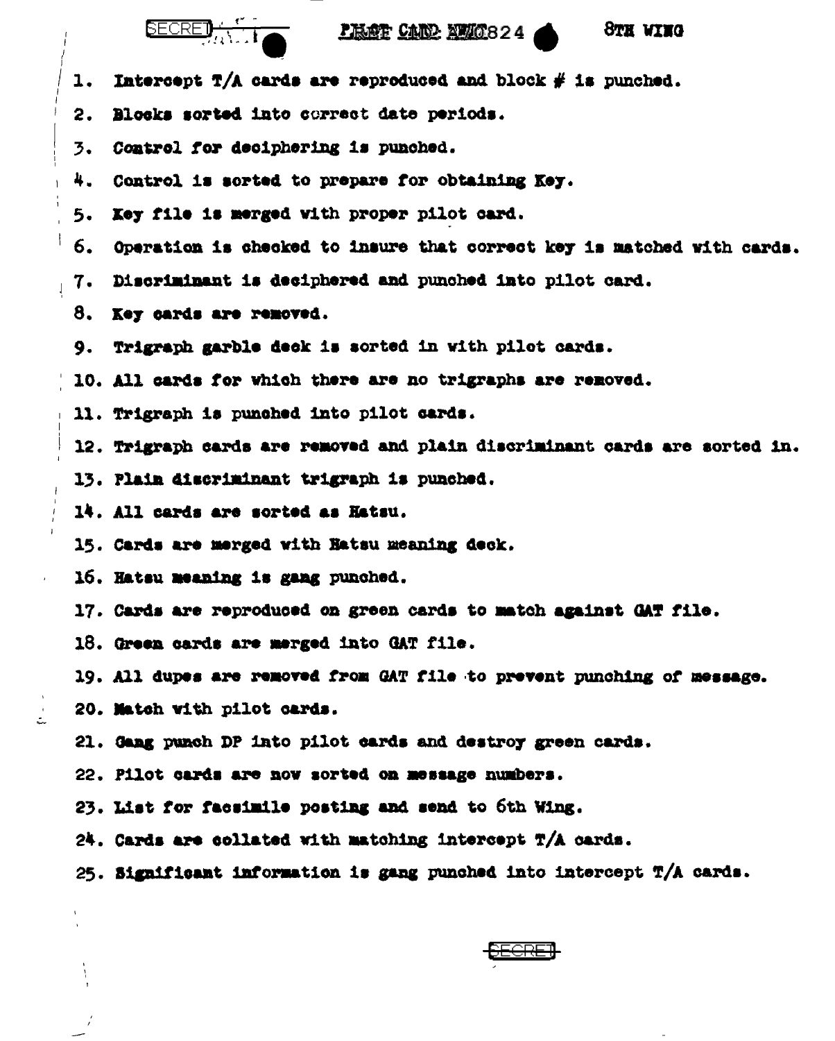SECRET

PILOT CARD NR. 824 — 8TH WING

1. Intercept T/A cards are reproduced and block # is punched.
2. Blocks sorted into correct date periods.
3. Control for deciphering is punched.
4. Control is sorted to prepare for obtaining Key.
5. Key file is merged with proper pilot card.
6. Operation is checked to insure that correct key is matched with cards.
7. Discriminant is deciphered and punched into pilot card.
8. Key cards are removed.
9. Trigraph garble deck is sorted in with pilot cards.
10. All cards for which there are no trigraphs are removed.
11. Trigraph is punched into pilot cards.
12. Trigraph cards are removed and plain discriminant cards are sorted in.
13. Plain discriminant trigraph is punched.
14. All cards are sorted as Hatsu.
15. Cards are merged with Hatsu meaning deck.
16. Hatsu meaning is gang punched.
17. Cards are reproduced on green cards to match against GAT file.
18. Green cards are merged into GAT file.
19. All dupes are removed from GAT file to prevent punching of message.
20. Match with pilot cards.
21. Gang punch DP into pilot cards and destroy green cards.
22. Pilot cards are now sorted on message numbers.
23. List for facsimile posting and send to 6th Wing.
24. Cards are collated with matching intercept T/A cards.
25. Significant information is gang punched into intercept T/A cards.

SECRET